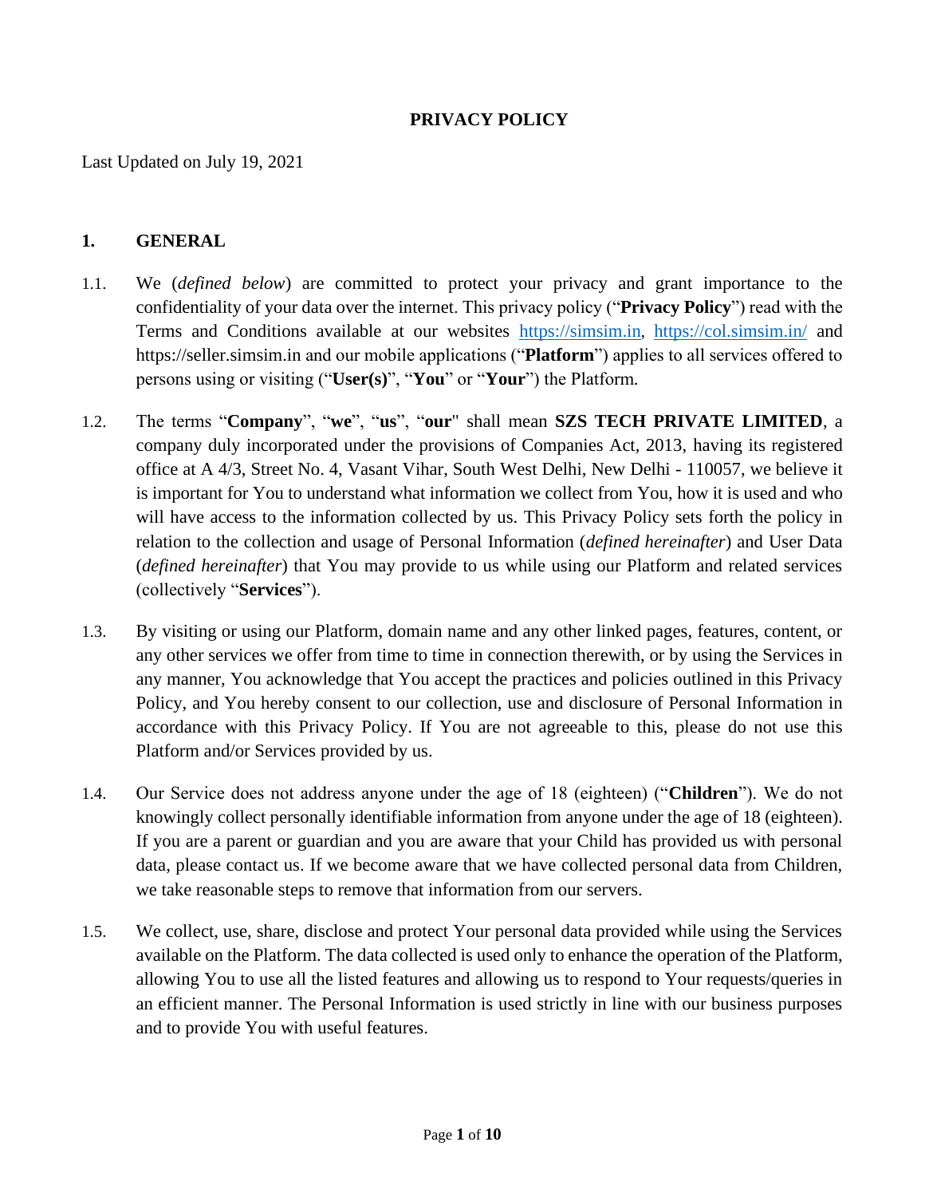# PRIVACY POLICY

Last Updated on July 19, 2021

## 1. GENERAL

1.1. We (*defined below*) are committed to protect your privacy and grant importance to the confidentiality of your data over the internet. This privacy policy ("**Privacy Policy**") read with the Terms and Conditions available at our websites https://simsim.in, https://col.simsim.in/ and https://seller.simsim.in and our mobile applications ("**Platform**") applies to all services offered to persons using or visiting ("**User(s)**", "**You**" or "**Your**") the Platform.

1.2. The terms "**Company**", "**we**", "**us**", "**our**" shall mean **SZS TECH PRIVATE LIMITED**, a company duly incorporated under the provisions of Companies Act, 2013, having its registered office at A 4/3, Street No. 4, Vasant Vihar, South West Delhi, New Delhi - 110057, we believe it is important for You to understand what information we collect from You, how it is used and who will have access to the information collected by us. This Privacy Policy sets forth the policy in relation to the collection and usage of Personal Information (*defined hereinafter*) and User Data (*defined hereinafter*) that You may provide to us while using our Platform and related services (collectively "**Services**").

1.3. By visiting or using our Platform, domain name and any other linked pages, features, content, or any other services we offer from time to time in connection therewith, or by using the Services in any manner, You acknowledge that You accept the practices and policies outlined in this Privacy Policy, and You hereby consent to our collection, use and disclosure of Personal Information in accordance with this Privacy Policy. If You are not agreeable to this, please do not use this Platform and/or Services provided by us.

1.4. Our Service does not address anyone under the age of 18 (eighteen) ("**Children**"). We do not knowingly collect personally identifiable information from anyone under the age of 18 (eighteen). If you are a parent or guardian and you are aware that your Child has provided us with personal data, please contact us. If we become aware that we have collected personal data from Children, we take reasonable steps to remove that information from our servers.

1.5. We collect, use, share, disclose and protect Your personal data provided while using the Services available on the Platform. The data collected is used only to enhance the operation of the Platform, allowing You to use all the listed features and allowing us to respond to Your requests/queries in an efficient manner. The Personal Information is used strictly in line with our business purposes and to provide You with useful features.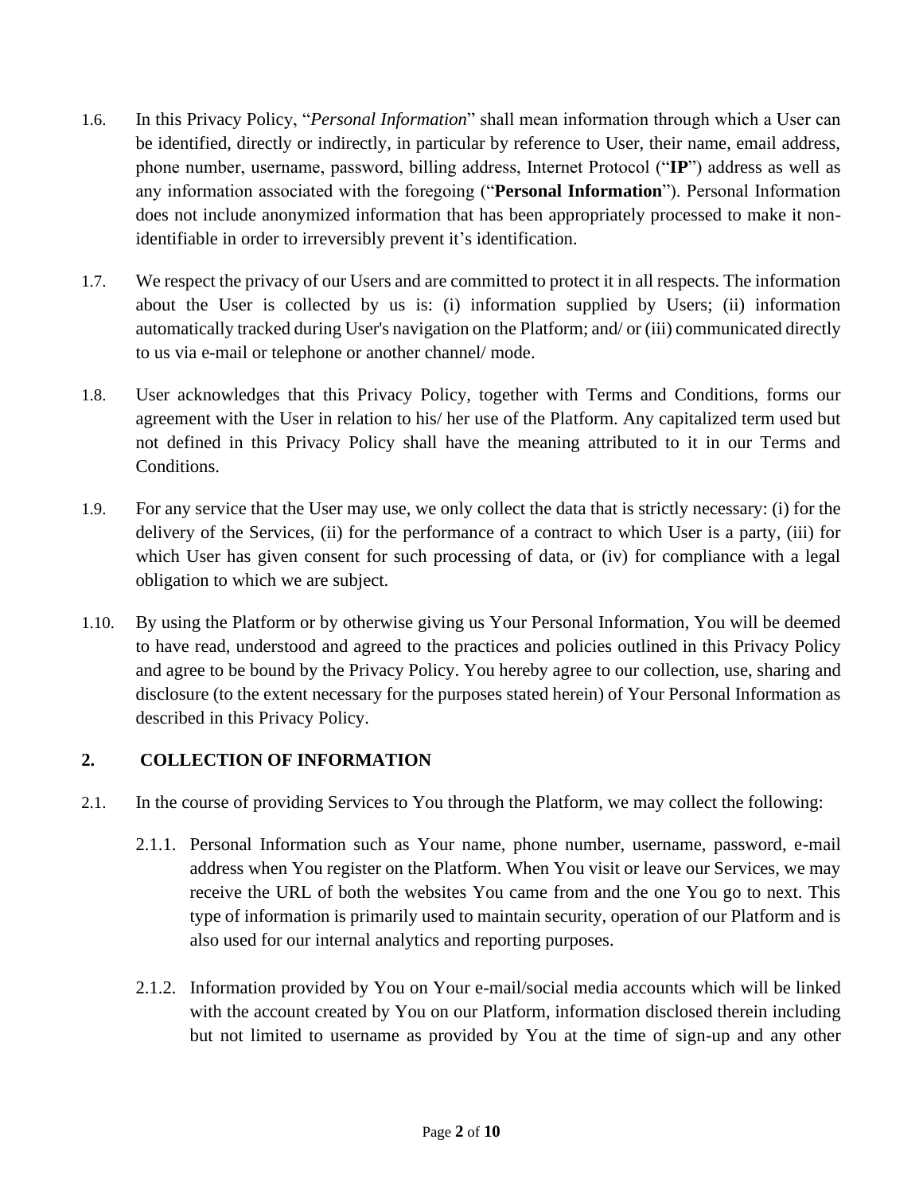1.6. In this Privacy Policy, "*Personal Information*" shall mean information through which a User can be identified, directly or indirectly, in particular by reference to User, their name, email address, phone number, username, password, billing address, Internet Protocol ("**IP**") address as well as any information associated with the foregoing ("**Personal Information**"). Personal Information does not include anonymized information that has been appropriately processed to make it non-identifiable in order to irreversibly prevent it's identification.

1.7. We respect the privacy of our Users and are committed to protect it in all respects. The information about the User is collected by us is: (i) information supplied by Users; (ii) information automatically tracked during User's navigation on the Platform; and/ or (iii) communicated directly to us via e-mail or telephone or another channel/ mode.

1.8. User acknowledges that this Privacy Policy, together with Terms and Conditions, forms our agreement with the User in relation to his/ her use of the Platform. Any capitalized term used but not defined in this Privacy Policy shall have the meaning attributed to it in our Terms and Conditions.

1.9. For any service that the User may use, we only collect the data that is strictly necessary: (i) for the delivery of the Services, (ii) for the performance of a contract to which User is a party, (iii) for which User has given consent for such processing of data, or (iv) for compliance with a legal obligation to which we are subject.

1.10. By using the Platform or by otherwise giving us Your Personal Information, You will be deemed to have read, understood and agreed to the practices and policies outlined in this Privacy Policy and agree to be bound by the Privacy Policy. You hereby agree to our collection, use, sharing and disclosure (to the extent necessary for the purposes stated herein) of Your Personal Information as described in this Privacy Policy.

## 2. COLLECTION OF INFORMATION

2.1. In the course of providing Services to You through the Platform, we may collect the following:

2.1.1. Personal Information such as Your name, phone number, username, password, e-mail address when You register on the Platform. When You visit or leave our Services, we may receive the URL of both the websites You came from and the one You go to next. This type of information is primarily used to maintain security, operation of our Platform and is also used for our internal analytics and reporting purposes.

2.1.2. Information provided by You on Your e-mail/social media accounts which will be linked with the account created by You on our Platform, information disclosed therein including but not limited to username as provided by You at the time of sign-up and any other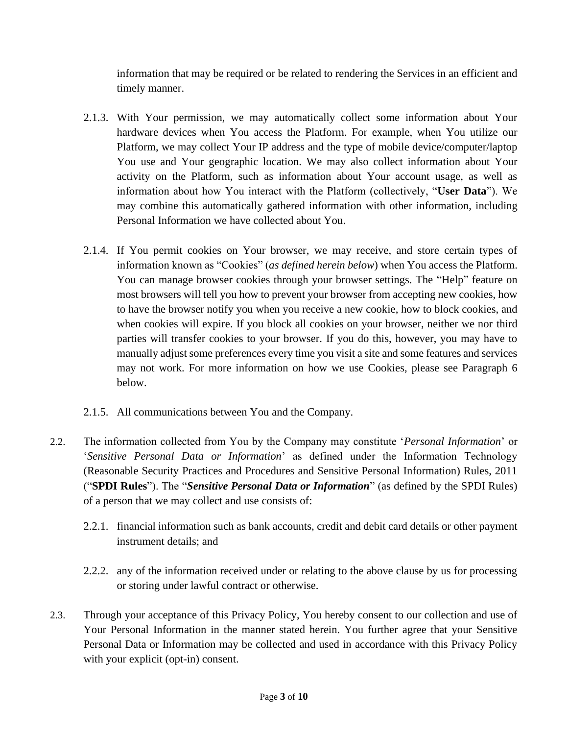information that may be required or be related to rendering the Services in an efficient and timely manner.

2.1.3. With Your permission, we may automatically collect some information about Your hardware devices when You access the Platform. For example, when You utilize our Platform, we may collect Your IP address and the type of mobile device/computer/laptop You use and Your geographic location. We may also collect information about Your activity on the Platform, such as information about Your account usage, as well as information about how You interact with the Platform (collectively, "**User Data**"). We may combine this automatically gathered information with other information, including Personal Information we have collected about You.

2.1.4. If You permit cookies on Your browser, we may receive, and store certain types of information known as "Cookies" (*as defined herein below*) when You access the Platform. You can manage browser cookies through your browser settings. The "Help" feature on most browsers will tell you how to prevent your browser from accepting new cookies, how to have the browser notify you when you receive a new cookie, how to block cookies, and when cookies will expire. If you block all cookies on your browser, neither we nor third parties will transfer cookies to your browser. If you do this, however, you may have to manually adjust some preferences every time you visit a site and some features and services may not work. For more information on how we use Cookies, please see Paragraph 6 below.

2.1.5. All communications between You and the Company.

2.2. The information collected from You by the Company may constitute '*Personal Information*' or '*Sensitive Personal Data or Information*' as defined under the Information Technology (Reasonable Security Practices and Procedures and Sensitive Personal Information) Rules, 2011 ("**SPDI Rules**"). The "***Sensitive Personal Data or Information***" (as defined by the SPDI Rules) of a person that we may collect and use consists of:

2.2.1. financial information such as bank accounts, credit and debit card details or other payment instrument details; and

2.2.2. any of the information received under or relating to the above clause by us for processing or storing under lawful contract or otherwise.

2.3. Through your acceptance of this Privacy Policy, You hereby consent to our collection and use of Your Personal Information in the manner stated herein. You further agree that your Sensitive Personal Data or Information may be collected and used in accordance with this Privacy Policy with your explicit (opt-in) consent.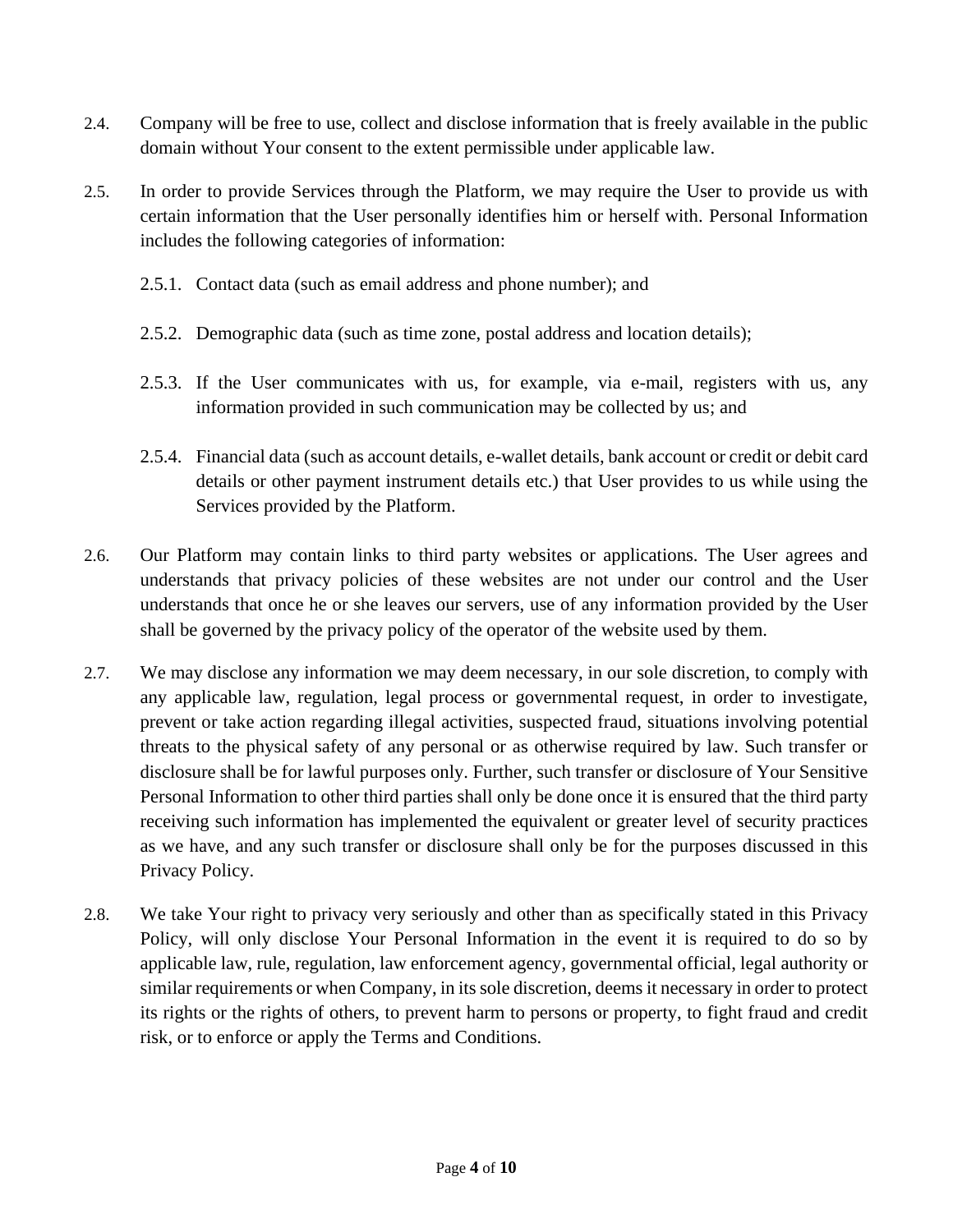2.4. Company will be free to use, collect and disclose information that is freely available in the public domain without Your consent to the extent permissible under applicable law.

2.5. In order to provide Services through the Platform, we may require the User to provide us with certain information that the User personally identifies him or herself with. Personal Information includes the following categories of information:

 2.5.1. Contact data (such as email address and phone number); and

 2.5.2. Demographic data (such as time zone, postal address and location details);

 2.5.3. If the User communicates with us, for example, via e-mail, registers with us, any information provided in such communication may be collected by us; and

 2.5.4. Financial data (such as account details, e-wallet details, bank account or credit or debit card details or other payment instrument details etc.) that User provides to us while using the Services provided by the Platform.

2.6. Our Platform may contain links to third party websites or applications. The User agrees and understands that privacy policies of these websites are not under our control and the User understands that once he or she leaves our servers, use of any information provided by the User shall be governed by the privacy policy of the operator of the website used by them.

2.7. We may disclose any information we may deem necessary, in our sole discretion, to comply with any applicable law, regulation, legal process or governmental request, in order to investigate, prevent or take action regarding illegal activities, suspected fraud, situations involving potential threats to the physical safety of any personal or as otherwise required by law. Such transfer or disclosure shall be for lawful purposes only. Further, such transfer or disclosure of Your Sensitive Personal Information to other third parties shall only be done once it is ensured that the third party receiving such information has implemented the equivalent or greater level of security practices as we have, and any such transfer or disclosure shall only be for the purposes discussed in this Privacy Policy.

2.8. We take Your right to privacy very seriously and other than as specifically stated in this Privacy Policy, will only disclose Your Personal Information in the event it is required to do so by applicable law, rule, regulation, law enforcement agency, governmental official, legal authority or similar requirements or when Company, in its sole discretion, deems it necessary in order to protect its rights or the rights of others, to prevent harm to persons or property, to fight fraud and credit risk, or to enforce or apply the Terms and Conditions.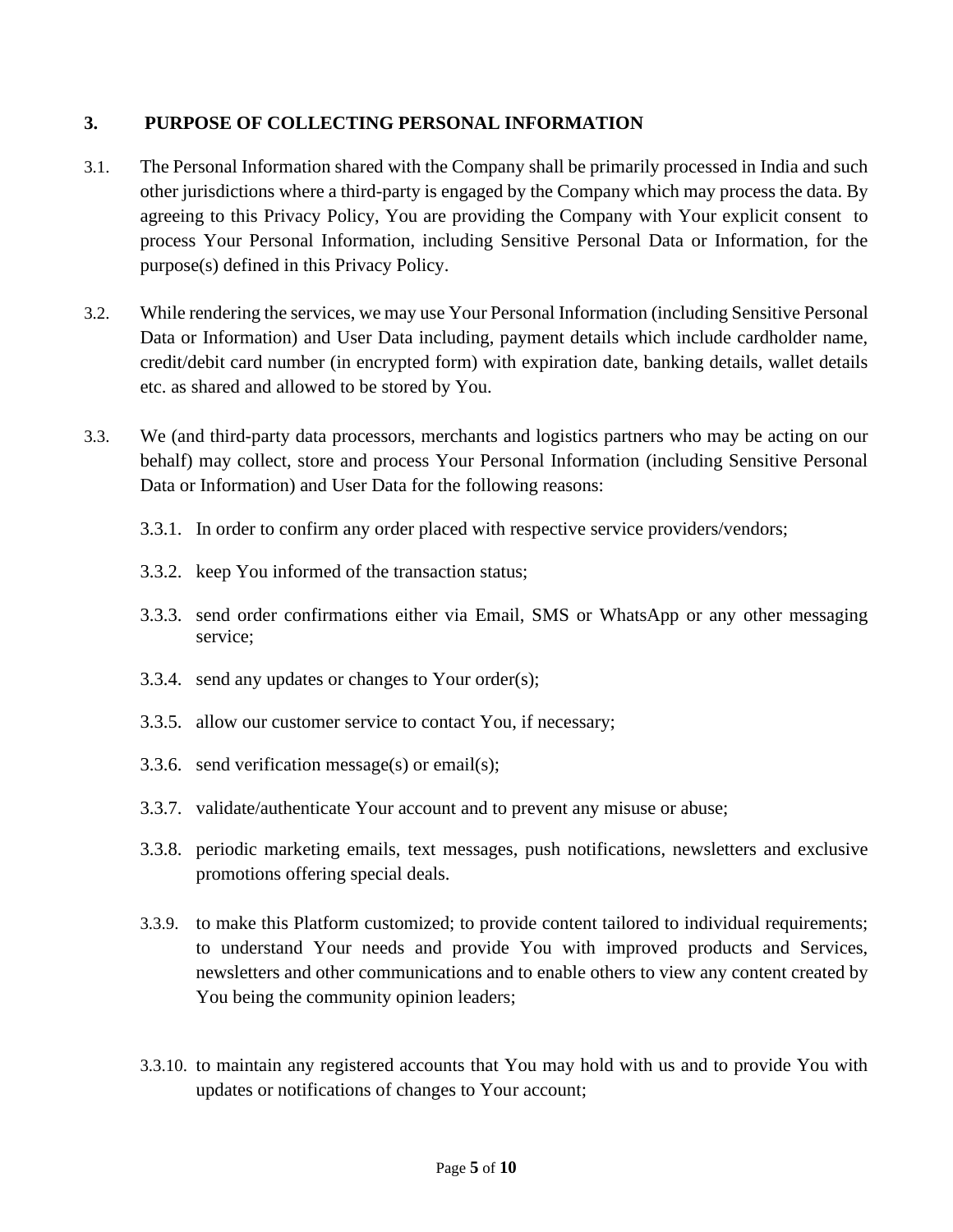## 3. PURPOSE OF COLLECTING PERSONAL INFORMATION

3.1. The Personal Information shared with the Company shall be primarily processed in India and such other jurisdictions where a third-party is engaged by the Company which may process the data. By agreeing to this Privacy Policy, You are providing the Company with Your explicit consent to process Your Personal Information, including Sensitive Personal Data or Information, for the purpose(s) defined in this Privacy Policy.

3.2. While rendering the services, we may use Your Personal Information (including Sensitive Personal Data or Information) and User Data including, payment details which include cardholder name, credit/debit card number (in encrypted form) with expiration date, banking details, wallet details etc. as shared and allowed to be stored by You.

3.3. We (and third-party data processors, merchants and logistics partners who may be acting on our behalf) may collect, store and process Your Personal Information (including Sensitive Personal Data or Information) and User Data for the following reasons:

3.3.1. In order to confirm any order placed with respective service providers/vendors;

3.3.2. keep You informed of the transaction status;

3.3.3. send order confirmations either via Email, SMS or WhatsApp or any other messaging service;

3.3.4. send any updates or changes to Your order(s);

3.3.5. allow our customer service to contact You, if necessary;

3.3.6. send verification message(s) or email(s);

3.3.7. validate/authenticate Your account and to prevent any misuse or abuse;

3.3.8. periodic marketing emails, text messages, push notifications, newsletters and exclusive promotions offering special deals.

3.3.9. to make this Platform customized; to provide content tailored to individual requirements; to understand Your needs and provide You with improved products and Services, newsletters and other communications and to enable others to view any content created by You being the community opinion leaders;

3.3.10. to maintain any registered accounts that You may hold with us and to provide You with updates or notifications of changes to Your account;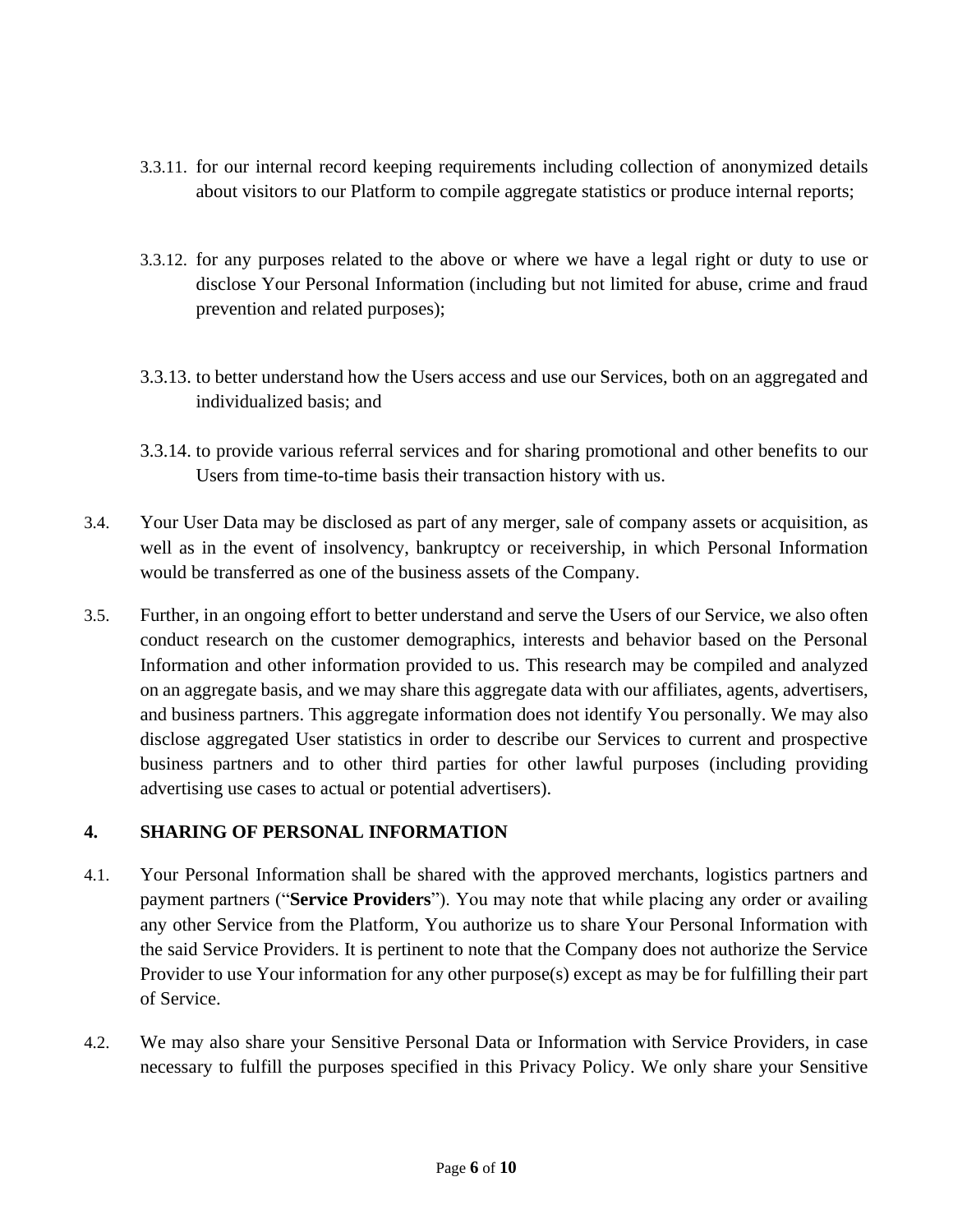3.3.11. for our internal record keeping requirements including collection of anonymized details about visitors to our Platform to compile aggregate statistics or produce internal reports;

3.3.12. for any purposes related to the above or where we have a legal right or duty to use or disclose Your Personal Information (including but not limited for abuse, crime and fraud prevention and related purposes);

3.3.13. to better understand how the Users access and use our Services, both on an aggregated and individualized basis; and

3.3.14. to provide various referral services and for sharing promotional and other benefits to our Users from time-to-time basis their transaction history with us.

3.4. Your User Data may be disclosed as part of any merger, sale of company assets or acquisition, as well as in the event of insolvency, bankruptcy or receivership, in which Personal Information would be transferred as one of the business assets of the Company.

3.5. Further, in an ongoing effort to better understand and serve the Users of our Service, we also often conduct research on the customer demographics, interests and behavior based on the Personal Information and other information provided to us. This research may be compiled and analyzed on an aggregate basis, and we may share this aggregate data with our affiliates, agents, advertisers, and business partners. This aggregate information does not identify You personally. We may also disclose aggregated User statistics in order to describe our Services to current and prospective business partners and to other third parties for other lawful purposes (including providing advertising use cases to actual or potential advertisers).

## 4. SHARING OF PERSONAL INFORMATION

4.1. Your Personal Information shall be shared with the approved merchants, logistics partners and payment partners ("**Service Providers**"). You may note that while placing any order or availing any other Service from the Platform, You authorize us to share Your Personal Information with the said Service Providers. It is pertinent to note that the Company does not authorize the Service Provider to use Your information for any other purpose(s) except as may be for fulfilling their part of Service.

4.2. We may also share your Sensitive Personal Data or Information with Service Providers, in case necessary to fulfill the purposes specified in this Privacy Policy. We only share your Sensitive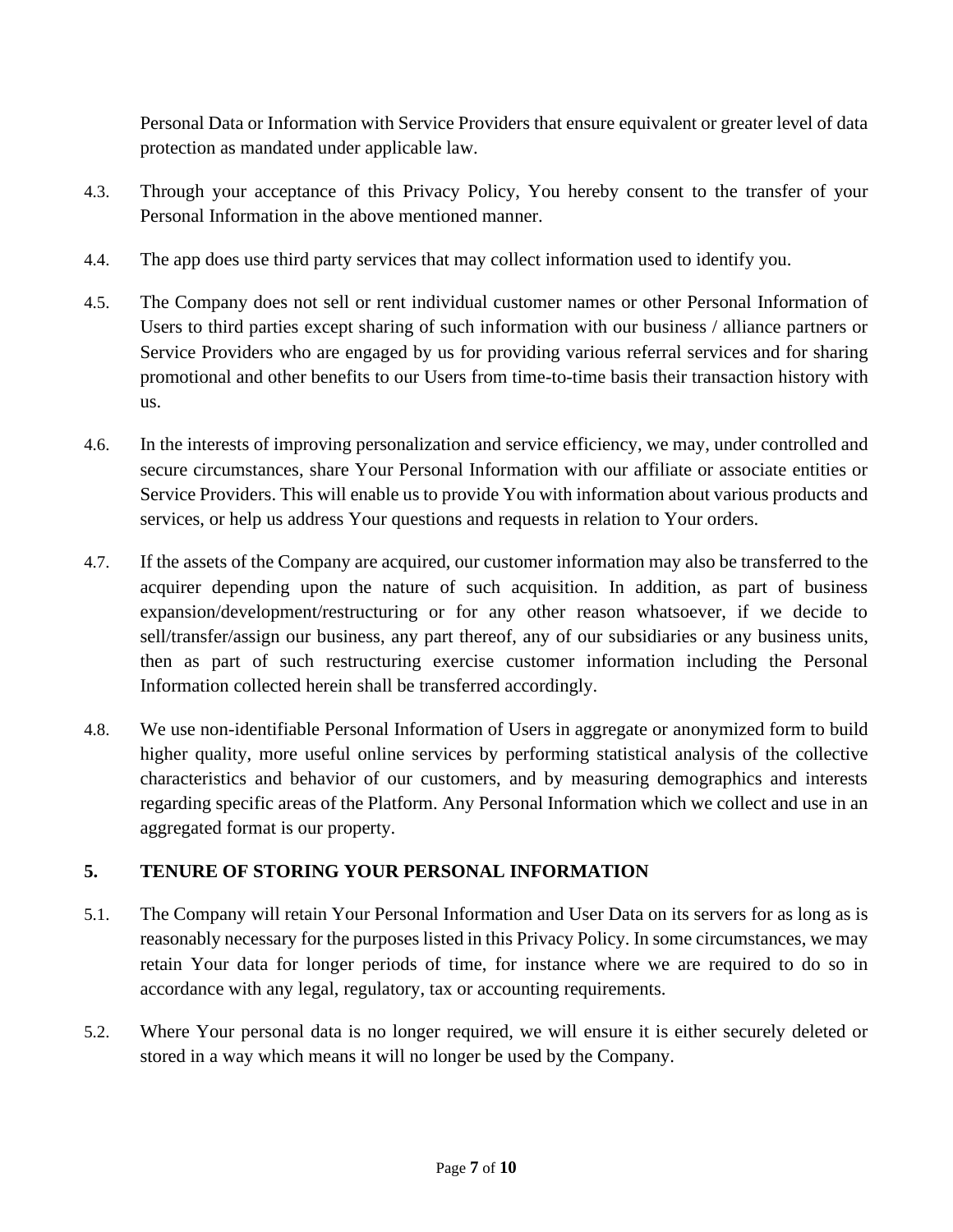Personal Data or Information with Service Providers that ensure equivalent or greater level of data protection as mandated under applicable law.

4.3. Through your acceptance of this Privacy Policy, You hereby consent to the transfer of your Personal Information in the above mentioned manner.

4.4. The app does use third party services that may collect information used to identify you.

4.5. The Company does not sell or rent individual customer names or other Personal Information of Users to third parties except sharing of such information with our business / alliance partners or Service Providers who are engaged by us for providing various referral services and for sharing promotional and other benefits to our Users from time-to-time basis their transaction history with us.

4.6. In the interests of improving personalization and service efficiency, we may, under controlled and secure circumstances, share Your Personal Information with our affiliate or associate entities or Service Providers. This will enable us to provide You with information about various products and services, or help us address Your questions and requests in relation to Your orders.

4.7. If the assets of the Company are acquired, our customer information may also be transferred to the acquirer depending upon the nature of such acquisition. In addition, as part of business expansion/development/restructuring or for any other reason whatsoever, if we decide to sell/transfer/assign our business, any part thereof, any of our subsidiaries or any business units, then as part of such restructuring exercise customer information including the Personal Information collected herein shall be transferred accordingly.

4.8. We use non-identifiable Personal Information of Users in aggregate or anonymized form to build higher quality, more useful online services by performing statistical analysis of the collective characteristics and behavior of our customers, and by measuring demographics and interests regarding specific areas of the Platform. Any Personal Information which we collect and use in an aggregated format is our property.

## 5. TENURE OF STORING YOUR PERSONAL INFORMATION

5.1. The Company will retain Your Personal Information and User Data on its servers for as long as is reasonably necessary for the purposes listed in this Privacy Policy. In some circumstances, we may retain Your data for longer periods of time, for instance where we are required to do so in accordance with any legal, regulatory, tax or accounting requirements.

5.2. Where Your personal data is no longer required, we will ensure it is either securely deleted or stored in a way which means it will no longer be used by the Company.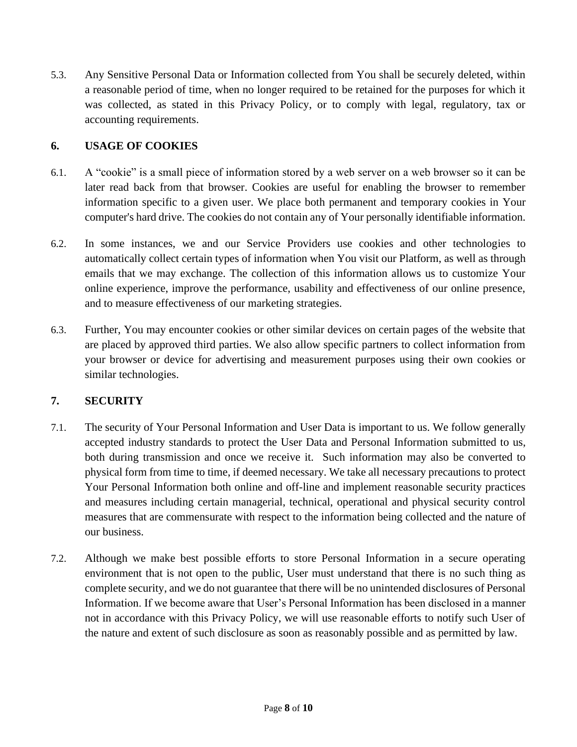5.3. Any Sensitive Personal Data or Information collected from You shall be securely deleted, within a reasonable period of time, when no longer required to be retained for the purposes for which it was collected, as stated in this Privacy Policy, or to comply with legal, regulatory, tax or accounting requirements.

## 6. USAGE OF COOKIES

6.1. A "cookie" is a small piece of information stored by a web server on a web browser so it can be later read back from that browser. Cookies are useful for enabling the browser to remember information specific to a given user. We place both permanent and temporary cookies in Your computer's hard drive. The cookies do not contain any of Your personally identifiable information.

6.2. In some instances, we and our Service Providers use cookies and other technologies to automatically collect certain types of information when You visit our Platform, as well as through emails that we may exchange. The collection of this information allows us to customize Your online experience, improve the performance, usability and effectiveness of our online presence, and to measure effectiveness of our marketing strategies.

6.3. Further, You may encounter cookies or other similar devices on certain pages of the website that are placed by approved third parties. We also allow specific partners to collect information from your browser or device for advertising and measurement purposes using their own cookies or similar technologies.

## 7. SECURITY

7.1. The security of Your Personal Information and User Data is important to us. We follow generally accepted industry standards to protect the User Data and Personal Information submitted to us, both during transmission and once we receive it. Such information may also be converted to physical form from time to time, if deemed necessary. We take all necessary precautions to protect Your Personal Information both online and off-line and implement reasonable security practices and measures including certain managerial, technical, operational and physical security control measures that are commensurate with respect to the information being collected and the nature of our business.

7.2. Although we make best possible efforts to store Personal Information in a secure operating environment that is not open to the public, User must understand that there is no such thing as complete security, and we do not guarantee that there will be no unintended disclosures of Personal Information. If we become aware that User's Personal Information has been disclosed in a manner not in accordance with this Privacy Policy, we will use reasonable efforts to notify such User of the nature and extent of such disclosure as soon as reasonably possible and as permitted by law.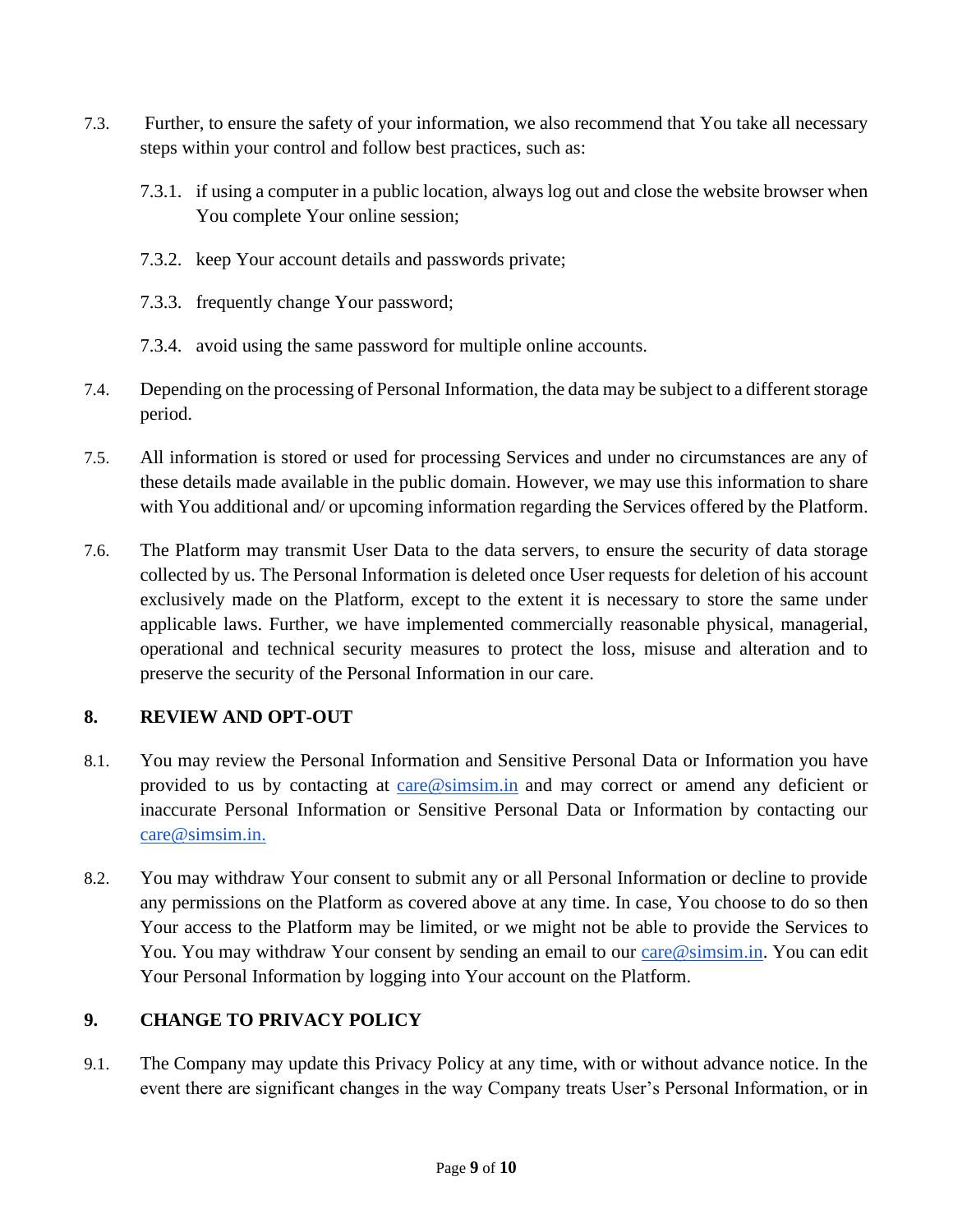7.3. Further, to ensure the safety of your information, we also recommend that You take all necessary steps within your control and follow best practices, such as:

7.3.1. if using a computer in a public location, always log out and close the website browser when You complete Your online session;

7.3.2. keep Your account details and passwords private;

7.3.3. frequently change Your password;

7.3.4. avoid using the same password for multiple online accounts.

7.4. Depending on the processing of Personal Information, the data may be subject to a different storage period.

7.5. All information is stored or used for processing Services and under no circumstances are any of these details made available in the public domain. However, we may use this information to share with You additional and/ or upcoming information regarding the Services offered by the Platform.

7.6. The Platform may transmit User Data to the data servers, to ensure the security of data storage collected by us. The Personal Information is deleted once User requests for deletion of his account exclusively made on the Platform, except to the extent it is necessary to store the same under applicable laws. Further, we have implemented commercially reasonable physical, managerial, operational and technical security measures to protect the loss, misuse and alteration and to preserve the security of the Personal Information in our care.

## 8. REVIEW AND OPT-OUT

8.1. You may review the Personal Information and Sensitive Personal Data or Information you have provided to us by contacting at care@simsim.in and may correct or amend any deficient or inaccurate Personal Information or Sensitive Personal Data or Information by contacting our care@simsim.in.

8.2. You may withdraw Your consent to submit any or all Personal Information or decline to provide any permissions on the Platform as covered above at any time. In case, You choose to do so then Your access to the Platform may be limited, or we might not be able to provide the Services to You. You may withdraw Your consent by sending an email to our care@simsim.in. You can edit Your Personal Information by logging into Your account on the Platform.

## 9. CHANGE TO PRIVACY POLICY

9.1. The Company may update this Privacy Policy at any time, with or without advance notice. In the event there are significant changes in the way Company treats User's Personal Information, or in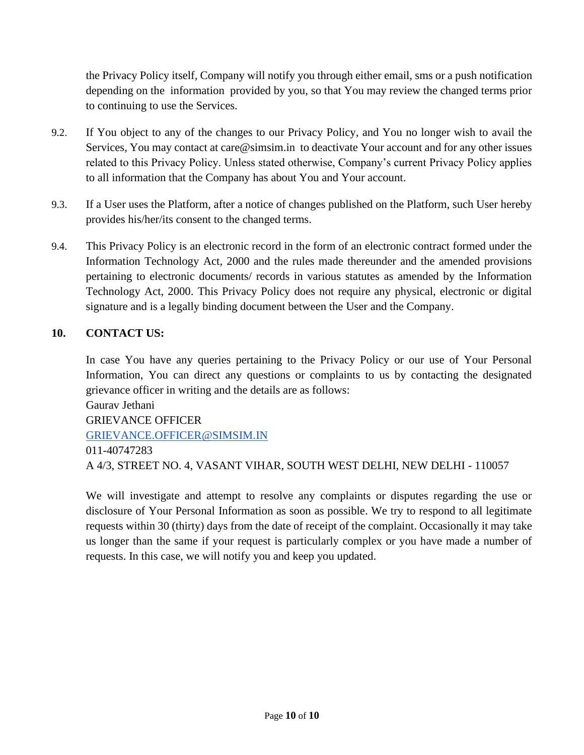the Privacy Policy itself, Company will notify you through either email, sms or a push notification depending on the information provided by you, so that You may review the changed terms prior to continuing to use the Services.

9.2. If You object to any of the changes to our Privacy Policy, and You no longer wish to avail the Services, You may contact at care@simsim.in to deactivate Your account and for any other issues related to this Privacy Policy. Unless stated otherwise, Company's current Privacy Policy applies to all information that the Company has about You and Your account.

9.3. If a User uses the Platform, after a notice of changes published on the Platform, such User hereby provides his/her/its consent to the changed terms.

9.4. This Privacy Policy is an electronic record in the form of an electronic contract formed under the Information Technology Act, 2000 and the rules made thereunder and the amended provisions pertaining to electronic documents/ records in various statutes as amended by the Information Technology Act, 2000. This Privacy Policy does not require any physical, electronic or digital signature and is a legally binding document between the User and the Company.

## 10. CONTACT US:

In case You have any queries pertaining to the Privacy Policy or our use of Your Personal Information, You can direct any questions or complaints to us by contacting the designated grievance officer in writing and the details are as follows:

Gaurav Jethani
GRIEVANCE OFFICER
GRIEVANCE.OFFICER@SIMSIM.IN
011-40747283
A 4/3, STREET NO. 4, VASANT VIHAR, SOUTH WEST DELHI, NEW DELHI - 110057

We will investigate and attempt to resolve any complaints or disputes regarding the use or disclosure of Your Personal Information as soon as possible. We try to respond to all legitimate requests within 30 (thirty) days from the date of receipt of the complaint. Occasionally it may take us longer than the same if your request is particularly complex or you have made a number of requests. In this case, we will notify you and keep you updated.